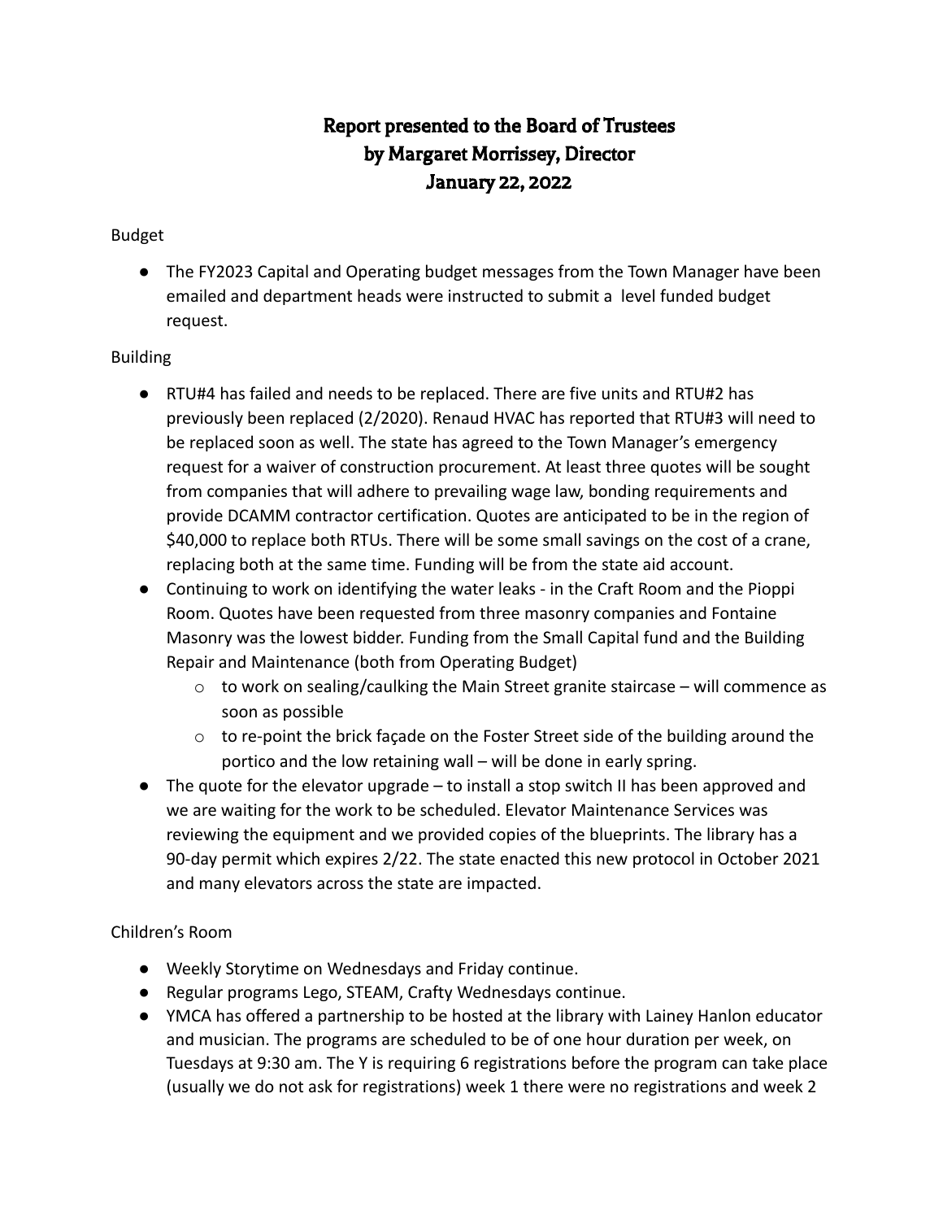# Report presented to the Board of Trustees
# by Margaret Morrissey, Director
# January 22, 2022

Budget

- The FY2023 Capital and Operating budget messages from the Town Manager have been emailed and department heads were instructed to submit a level funded budget request.

Building

- RTU#4 has failed and needs to be replaced. There are five units and RTU#2 has previously been replaced (2/2020). Renaud HVAC has reported that RTU#3 will need to be replaced soon as well. The state has agreed to the Town Manager's emergency request for a waiver of construction procurement. At least three quotes will be sought from companies that will adhere to prevailing wage law, bonding requirements and provide DCAMM contractor certification. Quotes are anticipated to be in the region of $40,000 to replace both RTUs. There will be some small savings on the cost of a crane, replacing both at the same time. Funding will be from the state aid account.
- Continuing to work on identifying the water leaks - in the Craft Room and the Pioppi Room. Quotes have been requested from three masonry companies and Fontaine Masonry was the lowest bidder. Funding from the Small Capital fund and the Building Repair and Maintenance (both from Operating Budget)
  - to work on sealing/caulking the Main Street granite staircase – will commence as soon as possible
  - to re-point the brick façade on the Foster Street side of the building around the portico and the low retaining wall – will be done in early spring.
- The quote for the elevator upgrade – to install a stop switch II has been approved and we are waiting for the work to be scheduled. Elevator Maintenance Services was reviewing the equipment and we provided copies of the blueprints. The library has a 90-day permit which expires 2/22. The state enacted this new protocol in October 2021 and many elevators across the state are impacted.

Children's Room

- Weekly Storytime on Wednesdays and Friday continue.
- Regular programs Lego, STEAM, Crafty Wednesdays continue.
- YMCA has offered a partnership to be hosted at the library with Lainey Hanlon educator and musician. The programs are scheduled to be of one hour duration per week, on Tuesdays at 9:30 am. The Y is requiring 6 registrations before the program can take place (usually we do not ask for registrations) week 1 there were no registrations and week 2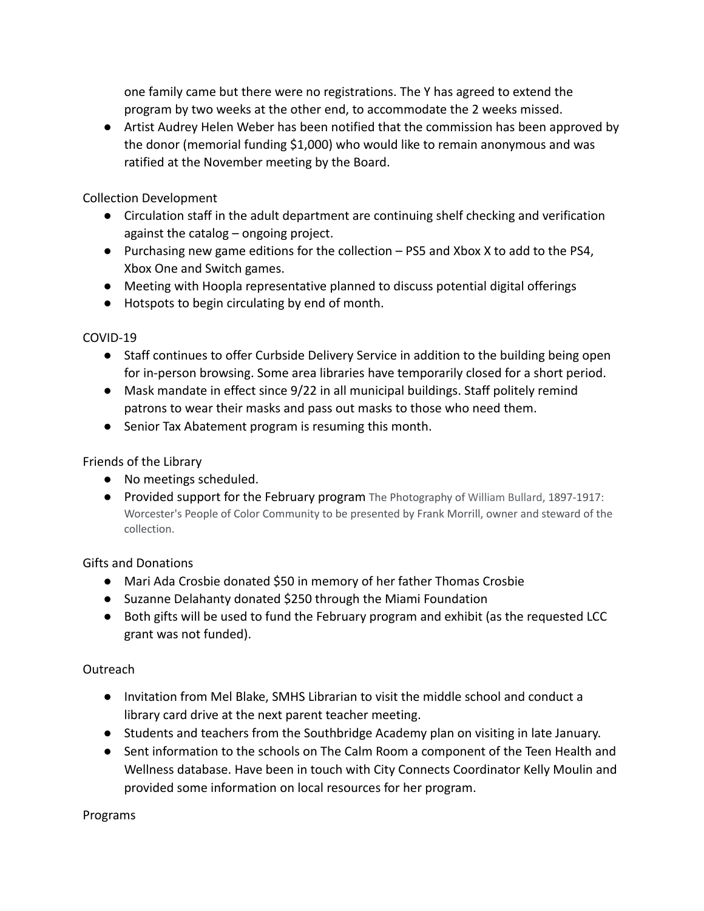one family came but there were no registrations. The Y has agreed to extend the program by two weeks at the other end, to accommodate the 2 weeks missed.

- Artist Audrey Helen Weber has been notified that the commission has been approved by the donor (memorial funding $1,000) who would like to remain anonymous and was ratified at the November meeting by the Board.

Collection Development

- Circulation staff in the adult department are continuing shelf checking and verification against the catalog – ongoing project.
- Purchasing new game editions for the collection – PS5 and Xbox X to add to the PS4, Xbox One and Switch games.
- Meeting with Hoopla representative planned to discuss potential digital offerings
- Hotspots to begin circulating by end of month.

COVID-19

- Staff continues to offer Curbside Delivery Service in addition to the building being open for in-person browsing. Some area libraries have temporarily closed for a short period.
- Mask mandate in effect since 9/22 in all municipal buildings. Staff politely remind patrons to wear their masks and pass out masks to those who need them.
- Senior Tax Abatement program is resuming this month.

Friends of the Library

- No meetings scheduled.
- Provided support for the February program The Photography of William Bullard, 1897-1917: Worcester's People of Color Community to be presented by Frank Morrill, owner and steward of the collection.

Gifts and Donations

- Mari Ada Crosbie donated $50 in memory of her father Thomas Crosbie
- Suzanne Delahanty donated $250 through the Miami Foundation
- Both gifts will be used to fund the February program and exhibit (as the requested LCC grant was not funded).

Outreach

- Invitation from Mel Blake, SMHS Librarian to visit the middle school and conduct a library card drive at the next parent teacher meeting.
- Students and teachers from the Southbridge Academy plan on visiting in late January.
- Sent information to the schools on The Calm Room a component of the Teen Health and Wellness database. Have been in touch with City Connects Coordinator Kelly Moulin and provided some information on local resources for her program.

Programs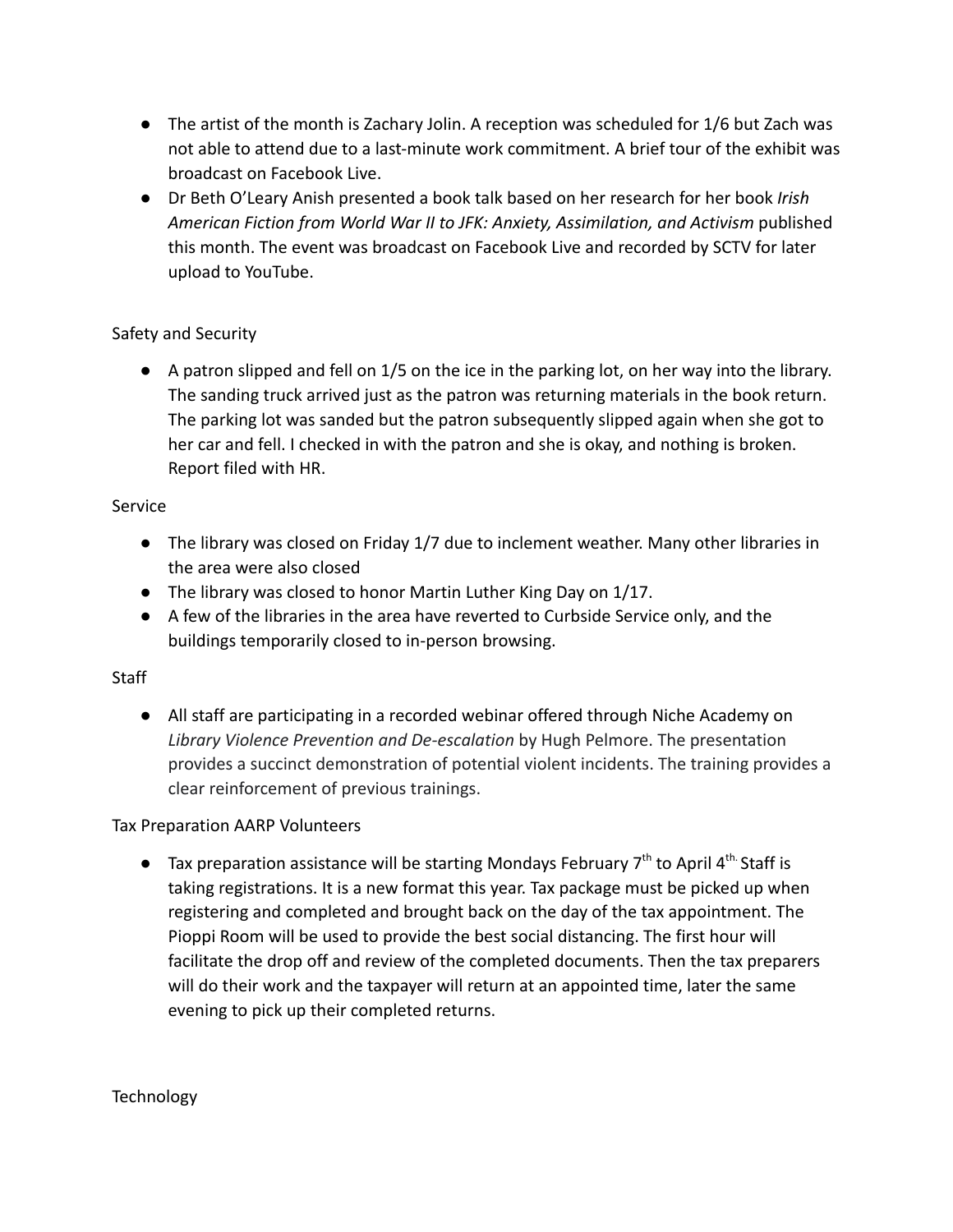- The artist of the month is Zachary Jolin. A reception was scheduled for 1/6 but Zach was not able to attend due to a last-minute work commitment. A brief tour of the exhibit was broadcast on Facebook Live.
- Dr Beth O'Leary Anish presented a book talk based on her research for her book *Irish American Fiction from World War II to JFK: Anxiety, Assimilation, and Activism* published this month. The event was broadcast on Facebook Live and recorded by SCTV for later upload to YouTube.

Safety and Security

- A patron slipped and fell on 1/5 on the ice in the parking lot, on her way into the library. The sanding truck arrived just as the patron was returning materials in the book return. The parking lot was sanded but the patron subsequently slipped again when she got to her car and fell. I checked in with the patron and she is okay, and nothing is broken. Report filed with HR.

Service

- The library was closed on Friday 1/7 due to inclement weather. Many other libraries in the area were also closed
- The library was closed to honor Martin Luther King Day on 1/17.
- A few of the libraries in the area have reverted to Curbside Service only, and the buildings temporarily closed to in-person browsing.

Staff

- All staff are participating in a recorded webinar offered through Niche Academy on *Library Violence Prevention and De-escalation* by Hugh Pelmore. The presentation provides a succinct demonstration of potential violent incidents. The training provides a clear reinforcement of previous trainings.

Tax Preparation AARP Volunteers

- Tax preparation assistance will be starting Mondays February 7th to April 4th. Staff is taking registrations. It is a new format this year. Tax package must be picked up when registering and completed and brought back on the day of the tax appointment. The Pioppi Room will be used to provide the best social distancing. The first hour will facilitate the drop off and review of the completed documents. Then the tax preparers will do their work and the taxpayer will return at an appointed time, later the same evening to pick up their completed returns.

Technology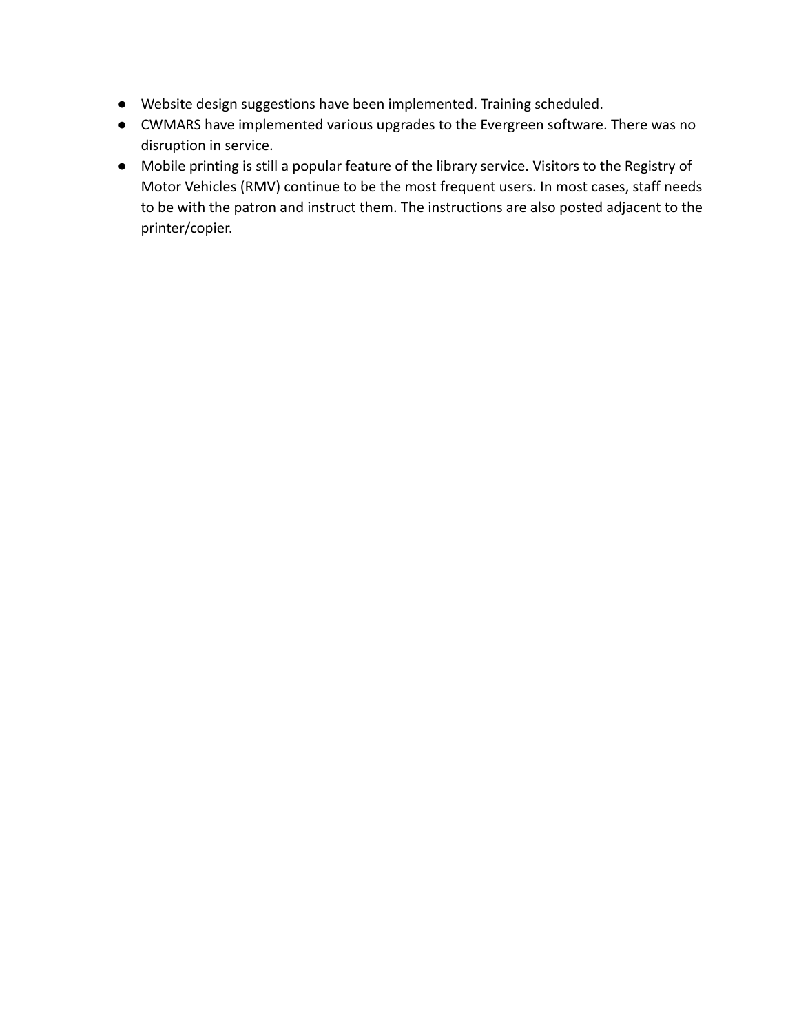- Website design suggestions have been implemented. Training scheduled.
- CWMARS have implemented various upgrades to the Evergreen software. There was no disruption in service.
- Mobile printing is still a popular feature of the library service. Visitors to the Registry of Motor Vehicles (RMV) continue to be the most frequent users. In most cases, staff needs to be with the patron and instruct them. The instructions are also posted adjacent to the printer/copier.